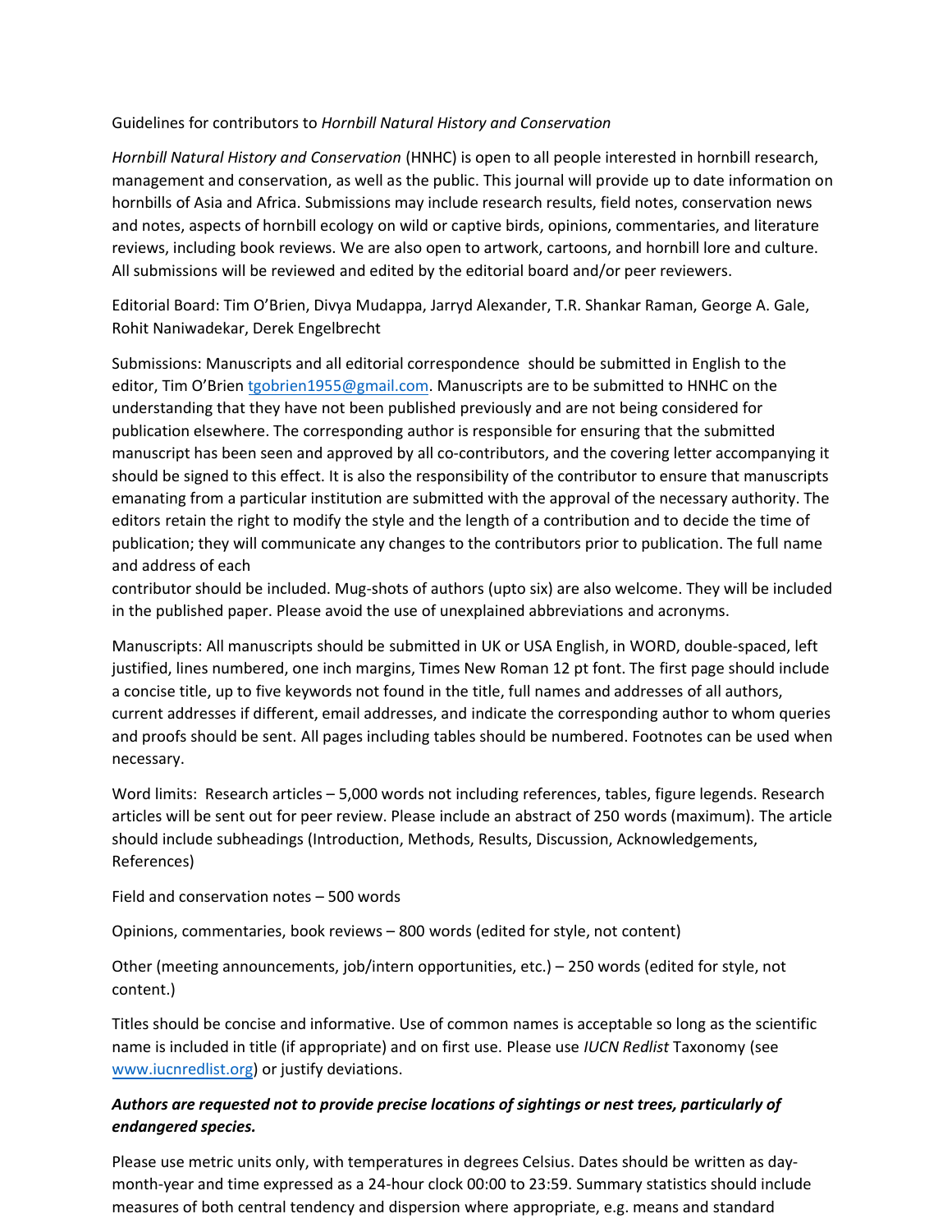Guidelines for contributors to *Hornbill Natural History and Conservation*

*Hornbill Natural History and Conservation* (HNHC) is open to all people interested in hornbill research, management and conservation, as well as the public. This journal will provide up to date information on hornbills of Asia and Africa. Submissions may include research results, field notes, conservation news and notes, aspects of hornbill ecology on wild or captive birds, opinions, commentaries, and literature reviews, including book reviews. We are also open to artwork, cartoons, and hornbill lore and culture. All submissions will be reviewed and edited by the editorial board and/or peer reviewers.

Editorial Board: Tim O'Brien, Divya Mudappa, Jarryd Alexander, T.R. Shankar Raman, George A. Gale, Rohit Naniwadekar, Derek Engelbrecht

Submissions: Manuscripts and all editorial correspondence should be submitted in English to the editor, Tim O'Brien tgobrien1955@gmail.com. Manuscripts are to be submitted to HNHC on the understanding that they have not been published previously and are not being considered for publication elsewhere. The corresponding author is responsible for ensuring that the submitted manuscript has been seen and approved by all co-contributors, and the covering letter accompanying it should be signed to this effect. It is also the responsibility of the contributor to ensure that manuscripts emanating from a particular institution are submitted with the approval of the necessary authority. The editors retain the right to modify the style and the length of a contribution and to decide the time of publication; they will communicate any changes to the contributors prior to publication. The full name and address of each
contributor should be included. Mug-shots of authors (upto six) are also welcome. They will be included in the published paper. Please avoid the use of unexplained abbreviations and acronyms.

Manuscripts: All manuscripts should be submitted in UK or USA English, in WORD, double-spaced, left justified, lines numbered, one inch margins, Times New Roman 12 pt font. The first page should include a concise title, up to five keywords not found in the title, full names and addresses of all authors, current addresses if different, email addresses, and indicate the corresponding author to whom queries and proofs should be sent. All pages including tables should be numbered. Footnotes can be used when necessary.

Word limits: Research articles – 5,000 words not including references, tables, figure legends. Research articles will be sent out for peer review. Please include an abstract of 250 words (maximum). The article should include subheadings (Introduction, Methods, Results, Discussion, Acknowledgements, References)

Field and conservation notes – 500 words

Opinions, commentaries, book reviews – 800 words (edited for style, not content)

Other (meeting announcements, job/intern opportunities, etc.) – 250 words (edited for style, not content.)

Titles should be concise and informative. Use of common names is acceptable so long as the scientific name is included in title (if appropriate) and on first use. Please use *IUCN Redlist* Taxonomy (see www.iucnredlist.org) or justify deviations.

***Authors are requested not to provide precise locations of sightings or nest trees, particularly of endangered species.***

Please use metric units only, with temperatures in degrees Celsius. Dates should be written as day-month-year and time expressed as a 24-hour clock 00:00 to 23:59. Summary statistics should include measures of both central tendency and dispersion where appropriate, e.g. means and standard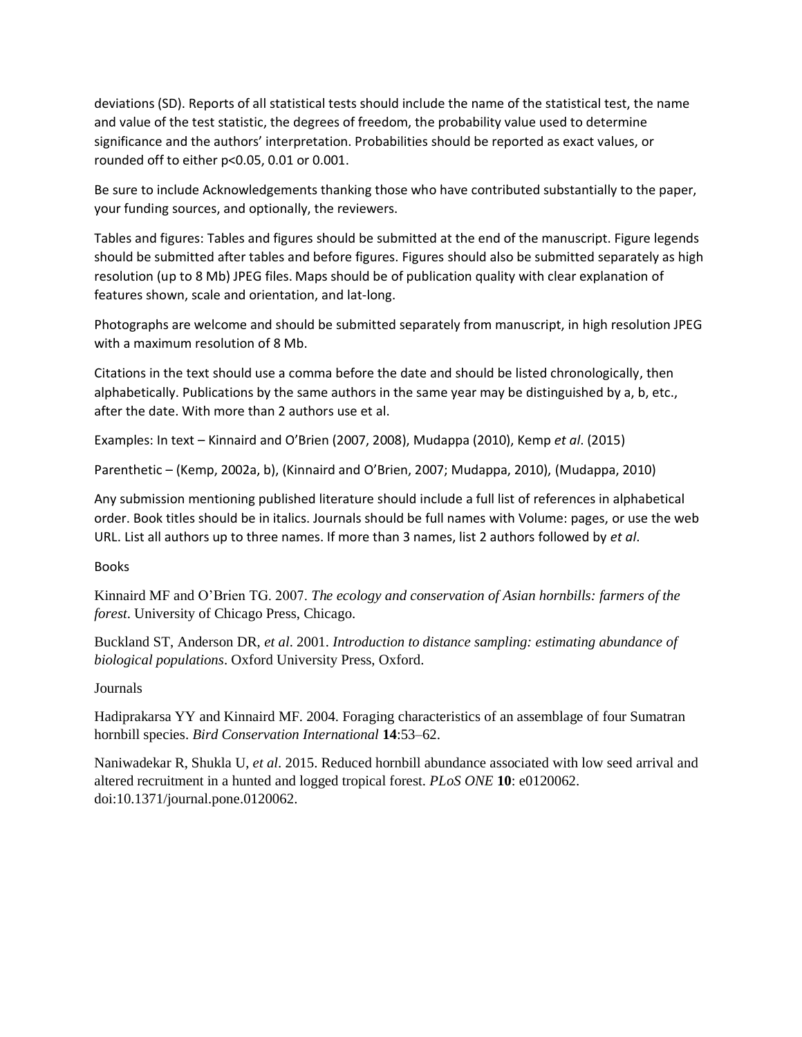deviations (SD). Reports of all statistical tests should include the name of the statistical test, the name and value of the test statistic, the degrees of freedom, the probability value used to determine significance and the authors' interpretation. Probabilities should be reported as exact values, or rounded off to either $p<0.05$, 0.01 or 0.001.

Be sure to include Acknowledgements thanking those who have contributed substantially to the paper, your funding sources, and optionally, the reviewers.

Tables and figures: Tables and figures should be submitted at the end of the manuscript. Figure legends should be submitted after tables and before figures. Figures should also be submitted separately as high resolution (up to 8 Mb) JPEG files. Maps should be of publication quality with clear explanation of features shown, scale and orientation, and lat-long.

Photographs are welcome and should be submitted separately from manuscript, in high resolution JPEG with a maximum resolution of 8 Mb.

Citations in the text should use a comma before the date and should be listed chronologically, then alphabetically. Publications by the same authors in the same year may be distinguished by a, b, etc., after the date. With more than 2 authors use et al.

Examples: In text – Kinnaird and O'Brien (2007, 2008), Mudappa (2010), Kemp *et al*. (2015)

Parenthetic – (Kemp, 2002a, b), (Kinnaird and O'Brien, 2007; Mudappa, 2010), (Mudappa, 2010)

Any submission mentioning published literature should include a full list of references in alphabetical order. Book titles should be in italics. Journals should be full names with Volume: pages, or use the web URL. List all authors up to three names. If more than 3 names, list 2 authors followed by *et al*.

Books

Kinnaird MF and O'Brien TG. 2007. *The ecology and conservation of Asian hornbills: farmers of the forest*. University of Chicago Press, Chicago.

Buckland ST, Anderson DR, *et al*. 2001. *Introduction to distance sampling: estimating abundance of biological populations*. Oxford University Press, Oxford.

Journals

Hadiprakarsa YY and Kinnaird MF. 2004. Foraging characteristics of an assemblage of four Sumatran hornbill species. *Bird Conservation International* **14**:53–62.

Naniwadekar R, Shukla U, *et al*. 2015. Reduced hornbill abundance associated with low seed arrival and altered recruitment in a hunted and logged tropical forest. *PLoS ONE* **10**: e0120062. doi:10.1371/journal.pone.0120062.